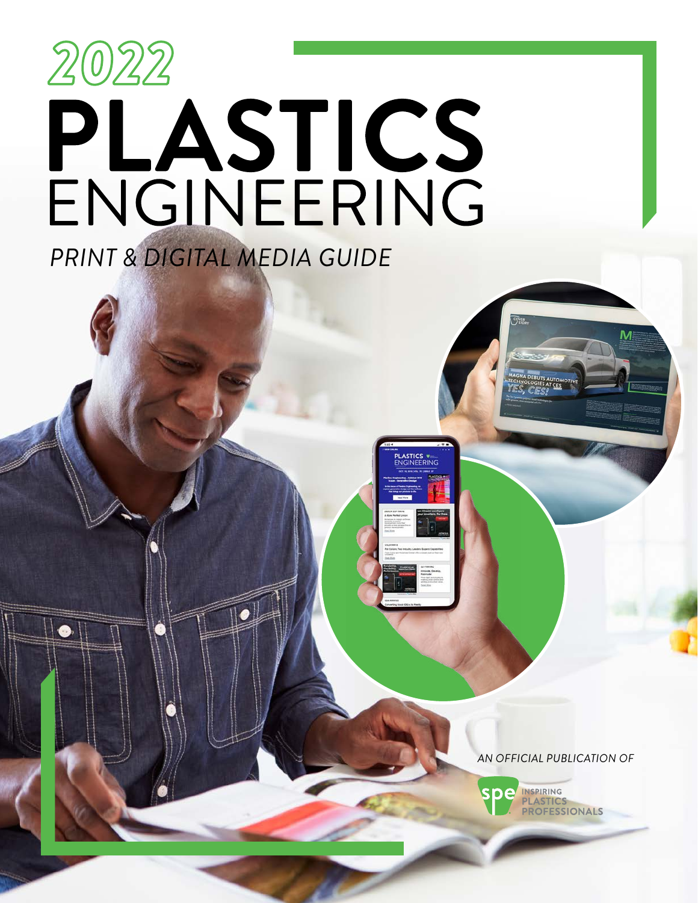# 2022 PLASTICS ENGINEERING

*PRINT & DIGITAL MEDIA GUIDE*

*AN OFFICIAL PUBLICATION OF*

spe INSPIRING PLASTICS PROFESSIONALS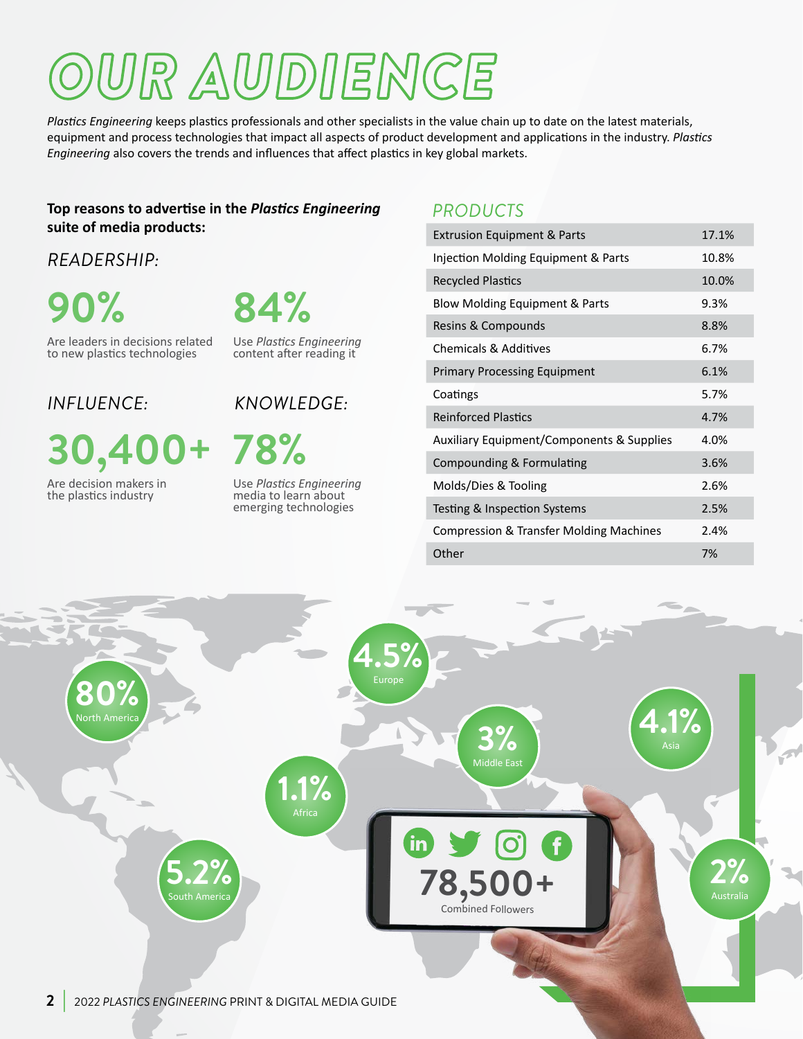# OUR AUDIENCE

*Plastics Engineering* keeps plastics professionals and other specialists in the value chain up to date on the latest materials, equipment and process technologies that impact all aspects of product development and applications in the industry. *Plastics Engineering* also covers the trends and influences that affect plastics in key global markets.

**Top reasons to advertise in the *Plastics Engineering* suite of media products:**

## READERSHIP:

**90%**

Are leaders in decisions related to new plastics technologies

**84%**

Use *Plastics Engineering* content after reading it

## INFLUENCE:

**30,400+**

Are decision makers in the plastics industry

## KNOWLEDGE:

**78%**

Use *Plastics Engineering* media to learn about emerging technologies

## PRODUCTS

| | |
|---|---|
| Extrusion Equipment & Parts | 17.1% |
| Injection Molding Equipment & Parts | 10.8% |
| Recycled Plastics | 10.0% |
| Blow Molding Equipment & Parts | 9.3% |
| Resins & Compounds | 8.8% |
| Chemicals & Additives | 6.7% |
| Primary Processing Equipment | 6.1% |
| Coatings | 5.7% |
| Reinforced Plastics | 4.7% |
| Auxiliary Equipment/Components & Supplies | 4.0% |
| Compounding & Formulating | 3.6% |
| Molds/Dies & Tooling | 2.6% |
| Testing & Inspection Systems | 2.5% |
| Compression & Transfer Molding Machines | 2.4% |
| Other | 7% |

80% North America

4.5% Europe

3% Middle East

4.1% Asia

1.1% Africa

5.2% South America

2% Australia

78,500+ Combined Followers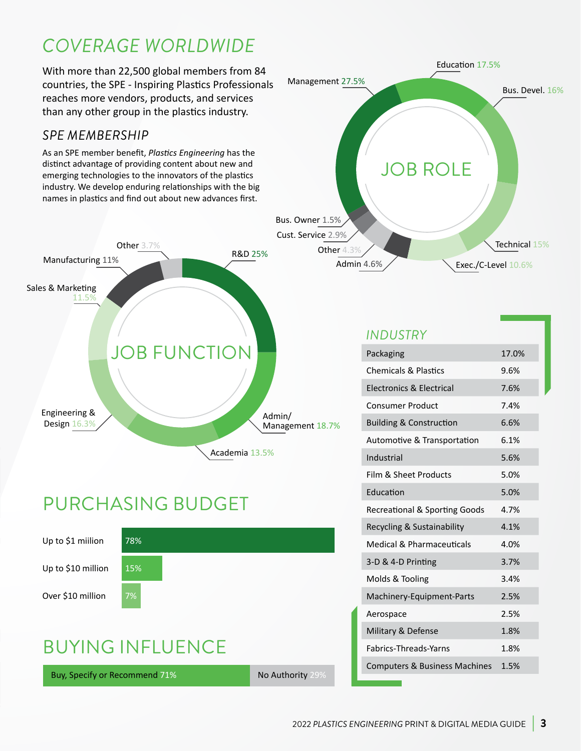# COVERAGE WORLDWIDE

With more than 22,500 global members from 84 countries, the SPE - Inspiring Plastics Professionals reaches more vendors, products, and services than any other group in the plastics industry.

## SPE MEMBERSHIP

As an SPE member benefit, *Plastics Engineering* has the distinct advantage of providing content about new and emerging technologies to the innovators of the plastics industry. We develop enduring relationships with the big names in plastics and find out about new advances first.

JOB ROLE

Management 27.5%
Education 17.5%
Bus. Devel. 16%
Technical 15%
Exec./C-Level 10.6%
Admin 4.6%
Other 4.3%
Cust. Service 2.9%
Bus. Owner 1.5%

JOB FUNCTION

R&D 25%
Admin/ Management 18.7%
Academia 13.5%
Engineering & Design 16.3%
Sales & Marketing 11.5%
Manufacturing 11%
Other 3.7%

## INDUSTRY

| | |
|---|---|
| Packaging | 17.0% |
| Chemicals & Plastics | 9.6% |
| Electronics & Electrical | 7.6% |
| Consumer Product | 7.4% |
| Building & Construction | 6.6% |
| Automotive & Transportation | 6.1% |
| Industrial | 5.6% |
| Film & Sheet Products | 5.0% |
| Education | 5.0% |
| Recreational & Sporting Goods | 4.7% |
| Recycling & Sustainability | 4.1% |
| Medical & Pharmaceuticals | 4.0% |
| 3-D & 4-D Printing | 3.7% |
| Molds & Tooling | 3.4% |
| Machinery-Equipment-Parts | 2.5% |
| Aerospace | 2.5% |
| Military & Defense | 1.8% |
| Fabrics-Threads-Yarns | 1.8% |
| Computers & Business Machines | 1.5% |

# PURCHASING BUDGET

Up to $1 miilion 78%
Up to $10 million 15%
Over $10 million 7%

# BUYING INFLUENCE

Buy, Specify or Recommend 71%
No Authority 29%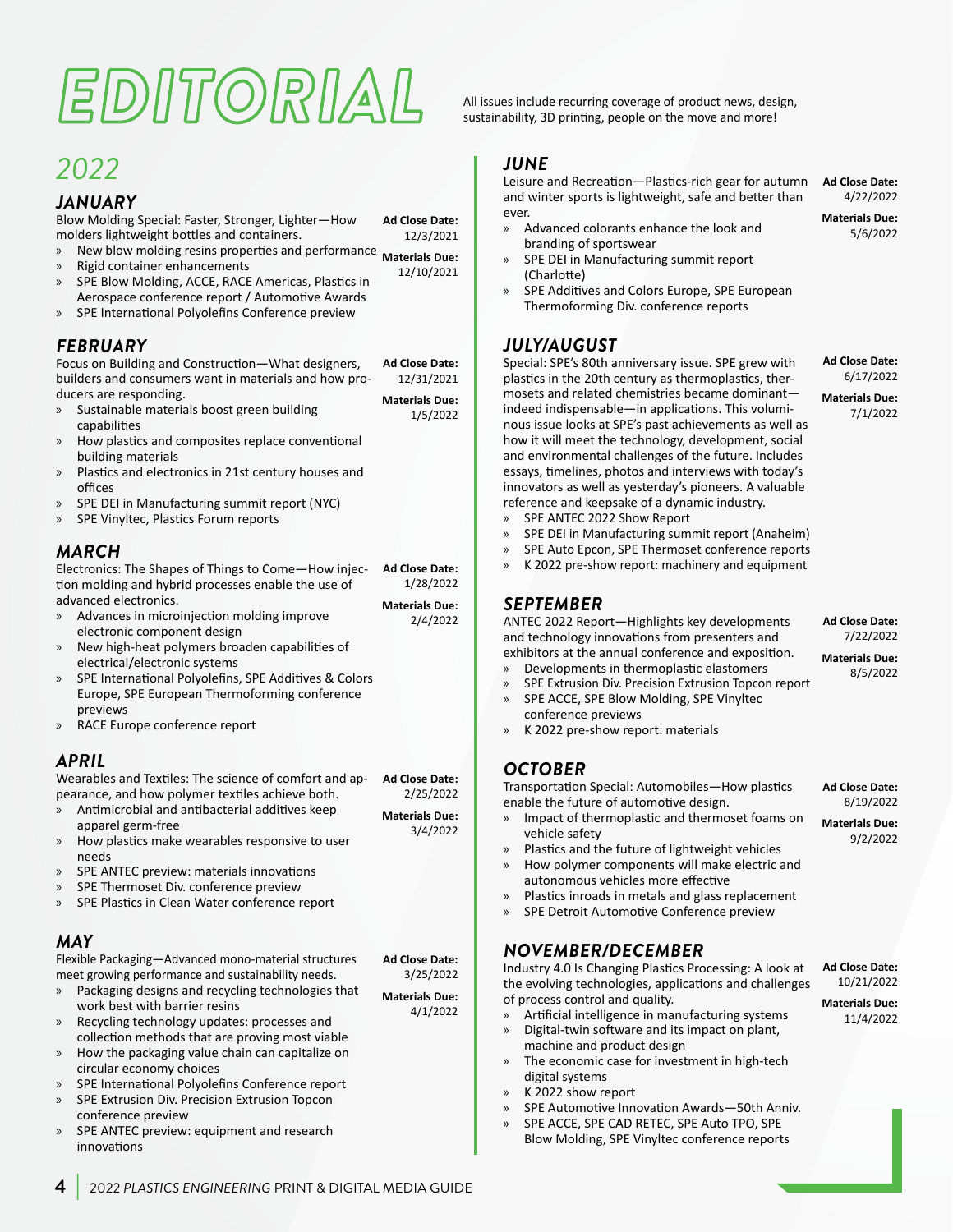# EDITORIAL

All issues include recurring coverage of product news, design, sustainability, 3D printing, people on the move and more!

## 2022

### JANUARY

Blow Molding Special: Faster, Stronger, Lighter—How molders lightweight bottles and containers.

- New blow molding resins properties and performance
- Rigid container enhancements
- SPE Blow Molding, ACCE, RACE Americas, Plastics in Aerospace conference report / Automotive Awards
- SPE International Polyolefins Conference preview

**Ad Close Date:** 12/3/2021

**Materials Due:** 12/10/2021

### FEBRUARY

Focus on Building and Construction—What designers, builders and consumers want in materials and how producers are responding.

- Sustainable materials boost green building capabilities
- How plastics and composites replace conventional building materials
- Plastics and electronics in 21st century houses and offices
- SPE DEI in Manufacturing summit report (NYC)
- SPE Vinyltec, Plastics Forum reports

**Ad Close Date:** 12/31/2021

**Materials Due:** 1/5/2022

### MARCH

Electronics: The Shapes of Things to Come—How injection molding and hybrid processes enable the use of advanced electronics.

- Advances in microinjection molding improve electronic component design
- New high-heat polymers broaden capabilities of electrical/electronic systems
- SPE International Polyolefins, SPE Additives & Colors Europe, SPE European Thermoforming conference previews
- RACE Europe conference report

**Ad Close Date:** 1/28/2022

**Materials Due:** 2/4/2022

### APRIL

Wearables and Textiles: The science of comfort and appearance, and how polymer textiles achieve both.

- Antimicrobial and antibacterial additives keep apparel germ-free
- How plastics make wearables responsive to user needs
- SPE ANTEC preview: materials innovations
- SPE Thermoset Div. conference preview
- SPE Plastics in Clean Water conference report

**Ad Close Date:** 2/25/2022

**Materials Due:** 3/4/2022

### MAY

Flexible Packaging—Advanced mono-material structures meet growing performance and sustainability needs.

- Packaging designs and recycling technologies that work best with barrier resins
- Recycling technology updates: processes and collection methods that are proving most viable
- How the packaging value chain can capitalize on circular economy choices
- SPE International Polyolefins Conference report
- SPE Extrusion Div. Precision Extrusion Topcon conference preview
- SPE ANTEC preview: equipment and research innovations

**Ad Close Date:** 3/25/2022

**Materials Due:** 4/1/2022

### JUNE

Leisure and Recreation—Plastics-rich gear for autumn and winter sports is lightweight, safe and better than ever.

- Advanced colorants enhance the look and branding of sportswear
- SPE DEI in Manufacturing summit report (Charlotte)
- SPE Additives and Colors Europe, SPE European Thermoforming Div. conference reports

**Ad Close Date:** 4/22/2022

**Materials Due:** 5/6/2022

### JULY/AUGUST

Special: SPE's 80th anniversary issue. SPE grew with plastics in the 20th century as thermoplastics, thermosets and related chemistries became dominant—indeed indispensable—in applications. This voluminous issue looks at SPE's past achievements as well as how it will meet the technology, development, social and environmental challenges of the future. Includes essays, timelines, photos and interviews with today's innovators as well as yesterday's pioneers. A valuable reference and keepsake of a dynamic industry.

- SPE ANTEC 2022 Show Report
- SPE DEI in Manufacturing summit report (Anaheim)
- SPE Auto Epcon, SPE Thermoset conference reports
- K 2022 pre-show report: machinery and equipment

**Ad Close Date:** 6/17/2022

**Materials Due:** 7/1/2022

### SEPTEMBER

ANTEC 2022 Report—Highlights key developments and technology innovations from presenters and exhibitors at the annual conference and exposition.

- Developments in thermoplastic elastomers
- SPE Extrusion Div. Precision Extrusion Topcon report
- SPE ACCE, SPE Blow Molding, SPE Vinyltec conference previews
- K 2022 pre-show report: materials

**Ad Close Date:** 7/22/2022

**Materials Due:** 8/5/2022

### OCTOBER

Transportation Special: Automobiles—How plastics enable the future of automotive design.

- Impact of thermoplastic and thermoset foams on vehicle safety
- Plastics and the future of lightweight vehicles
- How polymer components will make electric and autonomous vehicles more effective
- Plastics inroads in metals and glass replacement
- SPE Detroit Automotive Conference preview

**Ad Close Date:** 8/19/2022

**Materials Due:** 9/2/2022

### NOVEMBER/DECEMBER

Industry 4.0 Is Changing Plastics Processing: A look at the evolving technologies, applications and challenges of process control and quality.

- Artificial intelligence in manufacturing systems
- Digital-twin software and its impact on plant, machine and product design
- The economic case for investment in high-tech digital systems
- K 2022 show report
- SPE Automotive Innovation Awards—50th Anniv.
- SPE ACCE, SPE CAD RETEC, SPE Auto TPO, SPE Blow Molding, SPE Vinyltec conference reports

**Ad Close Date:** 10/21/2022

**Materials Due:** 11/4/2022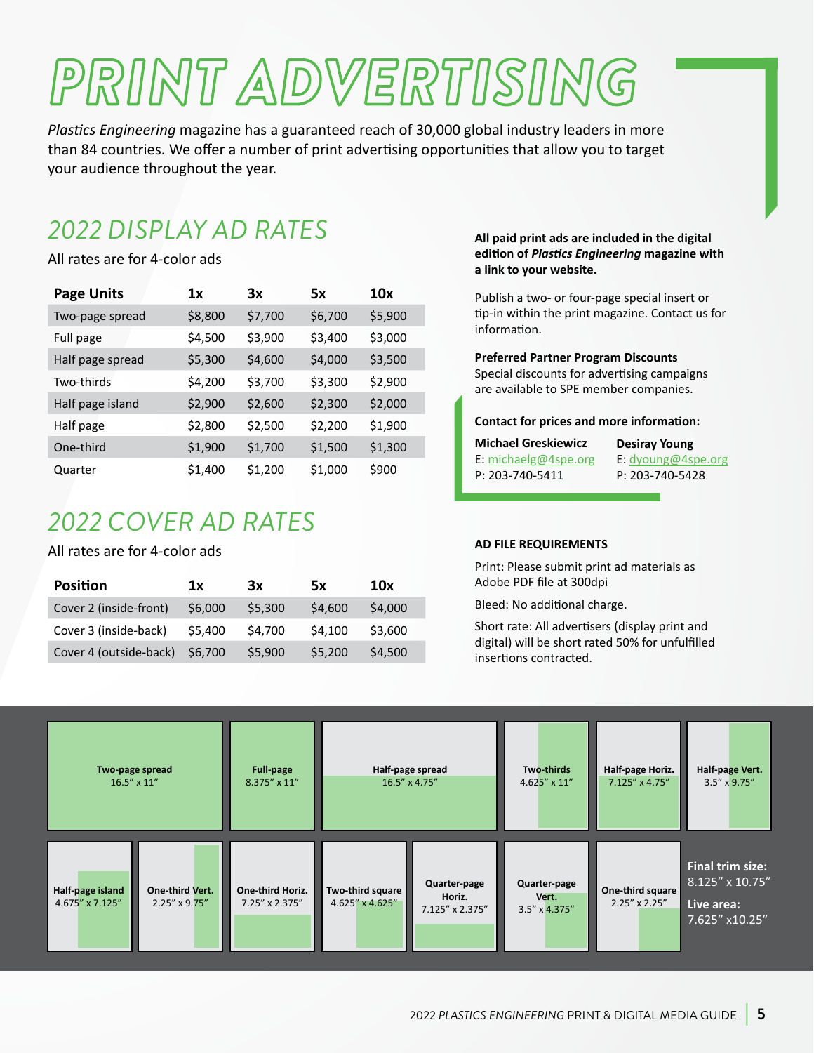# PRINT ADVERTISING

*Plastics Engineering* magazine has a guaranteed reach of 30,000 global industry leaders in more than 84 countries. We offer a number of print advertising opportunities that allow you to target your audience throughout the year.

## 2022 DISPLAY AD RATES

All rates are for 4-color ads

| Page Units | 1x | 3x | 5x | 10x |
|---|---|---|---|---|
| Two-page spread | $8,800 | $7,700 | $6,700 | $5,900 |
| Full page | $4,500 | $3,900 | $3,400 | $3,000 |
| Half page spread | $5,300 | $4,600 | $4,000 | $3,500 |
| Two-thirds | $4,200 | $3,700 | $3,300 | $2,900 |
| Half page island | $2,900 | $2,600 | $2,300 | $2,000 |
| Half page | $2,800 | $2,500 | $2,200 | $1,900 |
| One-third | $1,900 | $1,700 | $1,500 | $1,300 |
| Quarter | $1,400 | $1,200 | $1,000 | $900 |

## 2022 COVER AD RATES

All rates are for 4-color ads

| Position | 1x | 3x | 5x | 10x |
|---|---|---|---|---|
| Cover 2 (inside-front) | $6,000 | $5,300 | $4,600 | $4,000 |
| Cover 3 (inside-back) | $5,400 | $4,700 | $4,100 | $3,600 |
| Cover 4 (outside-back) | $6,700 | $5,900 | $5,200 | $4,500 |

**All paid print ads are included in the digital edition of *Plastics Engineering* magazine with a link to your website.**

Publish a two- or four-page special insert or tip-in within the print magazine. Contact us for information.

**Preferred Partner Program Discounts**
Special discounts for advertising campaigns are available to SPE member companies.

**Contact for prices and more information:**

**Michael Greskiewicz**
E: michaelg@4spe.org
P: 203-740-5411

**Desiray Young**
E: dyoung@4spe.org
P: 203-740-5428

**AD FILE REQUIREMENTS**

Print: Please submit print ad materials as Adobe PDF file at 300dpi

Bleed: No additional charge.

Short rate: All advertisers (display print and digital) will be short rated 50% for unfulfilled insertions contracted.

**Two-page spread**
16.5″ x 11″

**Full-page**
8.375″ x 11″

**Half-page spread**
16.5″ x 4.75″

**Two-thirds**
4.625″ x 11″

**Half-page Horiz.**
7.125″ x 4.75″

**Half-page Vert.**
3.5″ x 9.75″

**Half-page island**
4.675″ x 7.125″

**One-third Vert.**
2.25″ x 9.75″

**One-third Horiz.**
7.25″ x 2.375″

**Two-third square**
4.625″ x 4.625″

**Quarter-page Horiz.**
7.125″ x 2.375″

**Quarter-page Vert.**
3.5″ x 4.375″

**One-third square**
2.25″ x 2.25″

**Final trim size:**
8.125″ x 10.75″

**Live area:**
7.625″ x10.25″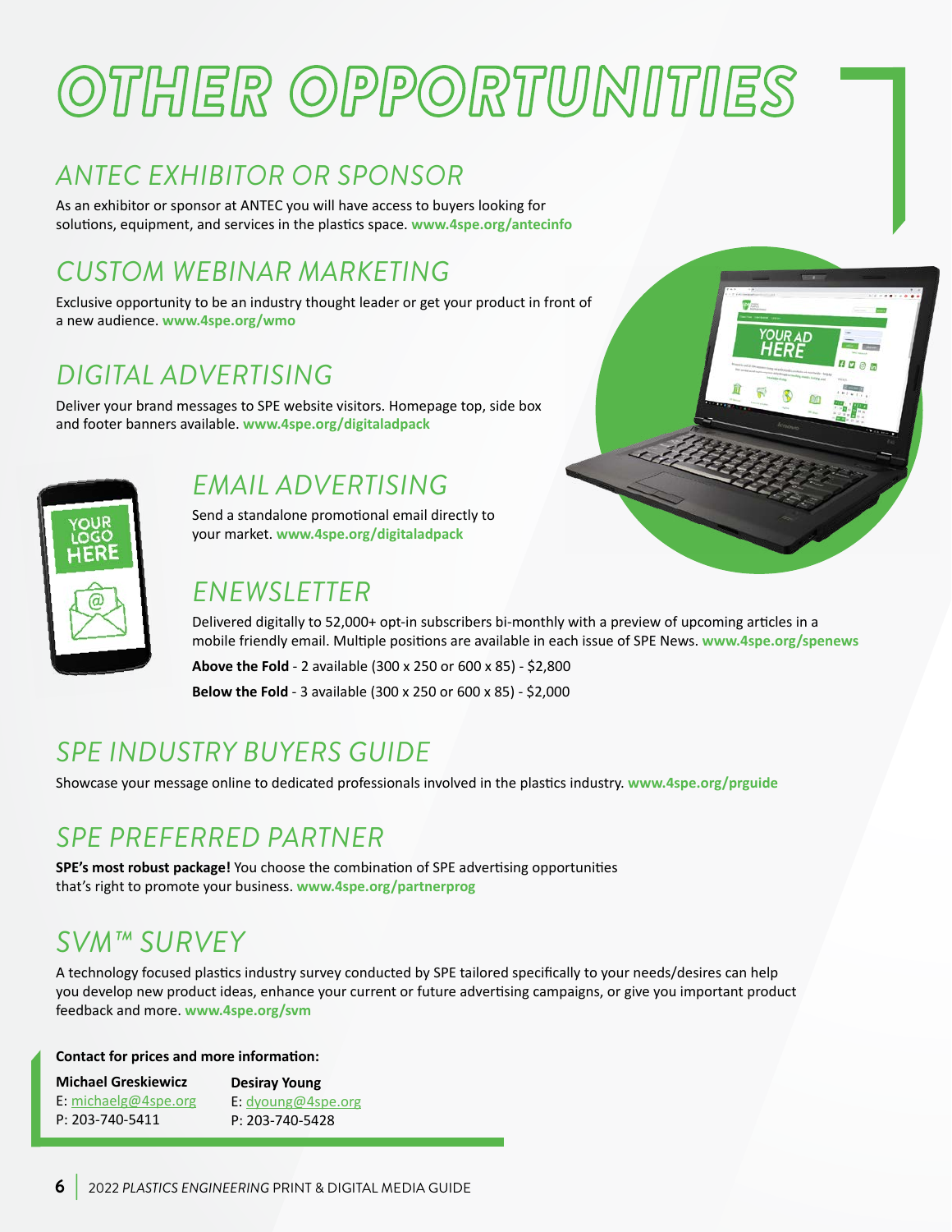# OTHER OPPORTUNITIES

## ANTEC EXHIBITOR OR SPONSOR

As an exhibitor or sponsor at ANTEC you will have access to buyers looking for solutions, equipment, and services in the plastics space. **www.4spe.org/antecinfo**

## CUSTOM WEBINAR MARKETING

Exclusive opportunity to be an industry thought leader or get your product in front of a new audience. **www.4spe.org/wmo**

## DIGITAL ADVERTISING

Deliver your brand messages to SPE website visitors. Homepage top, side box and footer banners available. **www.4spe.org/digitaladpack**

## EMAIL ADVERTISING

Send a standalone promotional email directly to your market. **www.4spe.org/digitaladpack**

## ENEWSLETTER

Delivered digitally to 52,000+ opt-in subscribers bi-monthly with a preview of upcoming articles in a mobile friendly email. Multiple positions are available in each issue of SPE News. **www.4spe.org/spenews**

**Above the Fold** - 2 available (300 x 250 or 600 x 85) - $2,800

**Below the Fold** - 3 available (300 x 250 or 600 x 85) - $2,000

## SPE INDUSTRY BUYERS GUIDE

Showcase your message online to dedicated professionals involved in the plastics industry. **www.4spe.org/prguide**

## SPE PREFERRED PARTNER

**SPE's most robust package!** You choose the combination of SPE advertising opportunities that's right to promote your business. **www.4spe.org/partnerprog**

## SVM™ SURVEY

A technology focused plastics industry survey conducted by SPE tailored specifically to your needs/desires can help you develop new product ideas, enhance your current or future advertising campaigns, or give you important product feedback and more. **www.4spe.org/svm**

**Contact for prices and more information:**

**Michael Greskiewicz**
E: michaelg@4spe.org
P: 203-740-5411

**Desiray Young**
E: dyoung@4spe.org
P: 203-740-5428